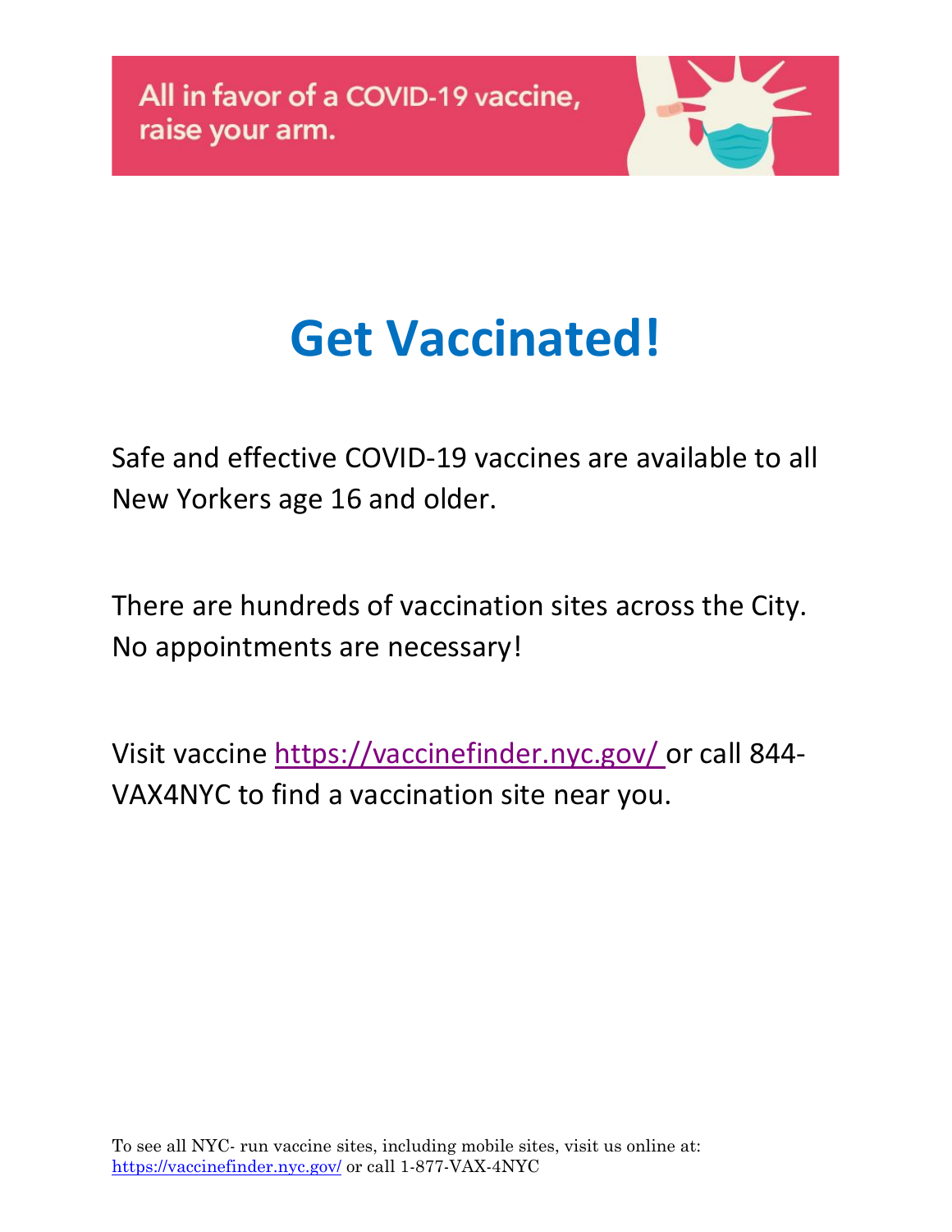All in favor of a COVID-19 vaccine, raise your arm.

# Get Vaccinated!

Safe and effective COVID-19 vaccines are available to all New Yorkers age 16 and older.

There are hundreds of vaccination sites across the City. No appointments are necessary!

Visit vaccine https://vaccinefinder.nyc.gov/ or call 844-VAX4NYC to find a vaccination site near you.

To see all NYC- run vaccine sites, including mobile sites, visit us online at: https://vaccinefinder.nyc.gov/ or call 1-877-VAX-4NYC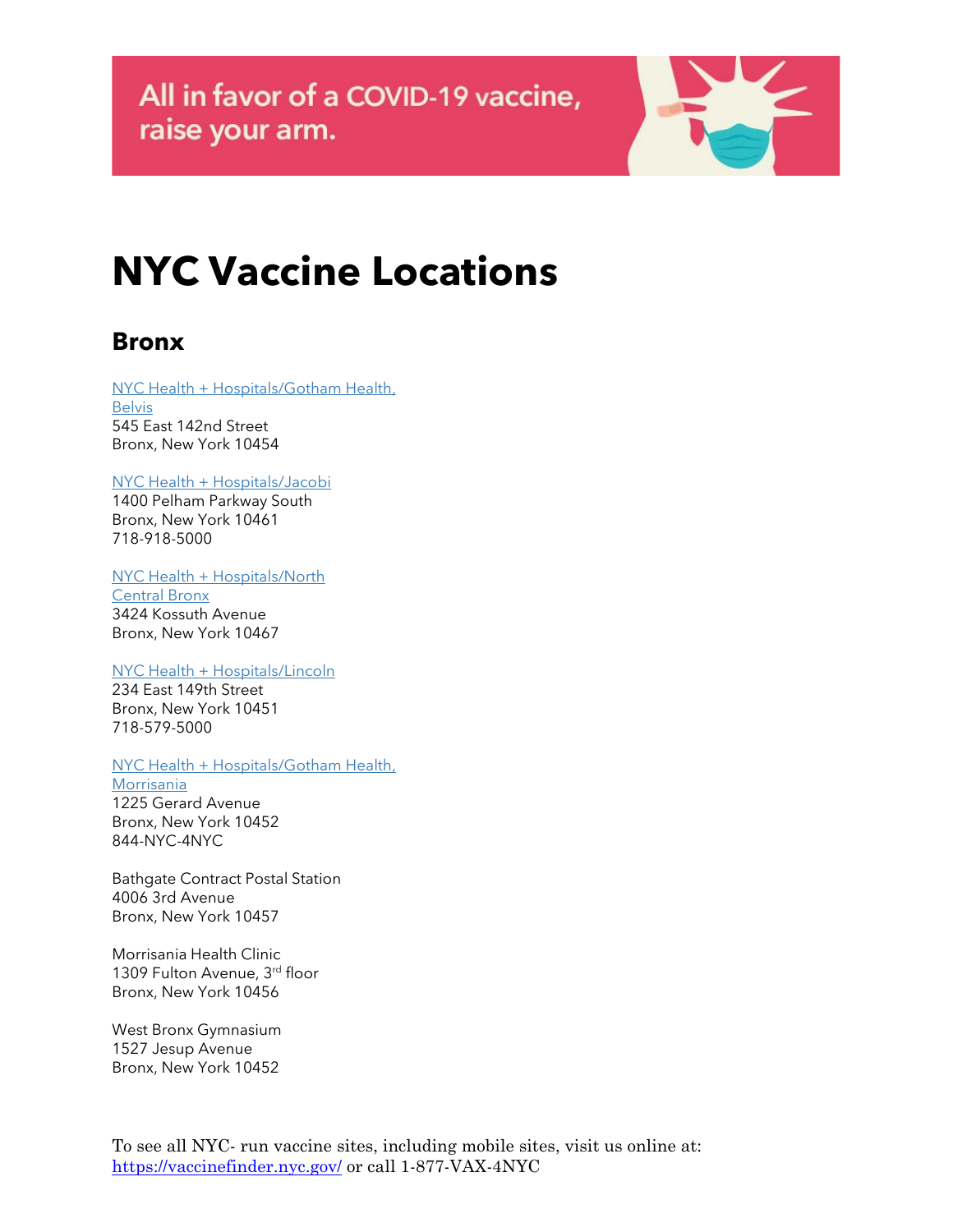All in favor of a COVID-19 vaccine, raise your arm.

# NYC Vaccine Locations

## Bronx

NYC Health + Hospitals/Gotham Health, Belvis
545 East 142nd Street
Bronx, New York 10454

NYC Health + Hospitals/Jacobi
1400 Pelham Parkway South
Bronx, New York 10461
718-918-5000

NYC Health + Hospitals/North Central Bronx
3424 Kossuth Avenue
Bronx, New York 10467

NYC Health + Hospitals/Lincoln
234 East 149th Street
Bronx, New York 10451
718-579-5000

NYC Health + Hospitals/Gotham Health, Morrisania
1225 Gerard Avenue
Bronx, New York 10452
844-NYC-4NYC

Bathgate Contract Postal Station
4006 3rd Avenue
Bronx, New York 10457

Morrisania Health Clinic
1309 Fulton Avenue, 3rd floor
Bronx, New York 10456

West Bronx Gymnasium
1527 Jesup Avenue
Bronx, New York 10452

To see all NYC- run vaccine sites, including mobile sites, visit us online at: https://vaccinefinder.nyc.gov/ or call 1-877-VAX-4NYC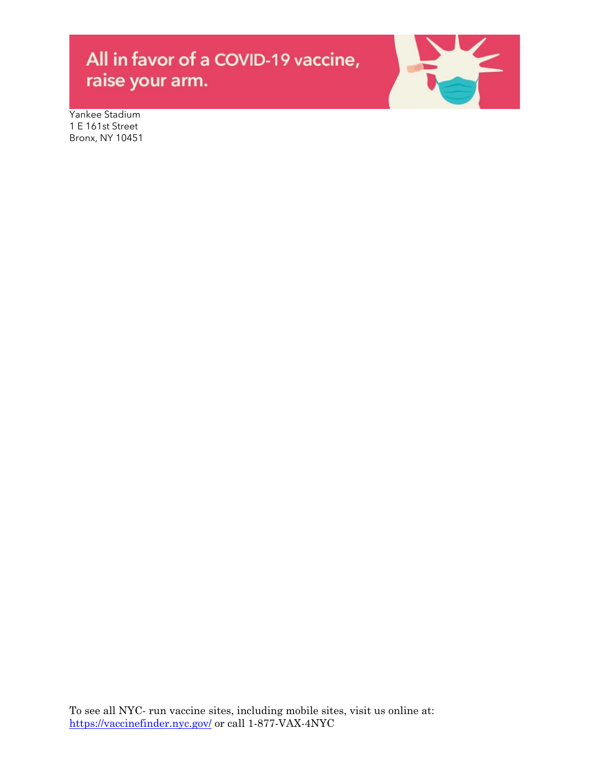All in favor of a COVID-19 vaccine, raise your arm.

Yankee Stadium
1 E 161st Street
Bronx, NY 10451

To see all NYC- run vaccine sites, including mobile sites, visit us online at: https://vaccinefinder.nyc.gov/ or call 1-877-VAX-4NYC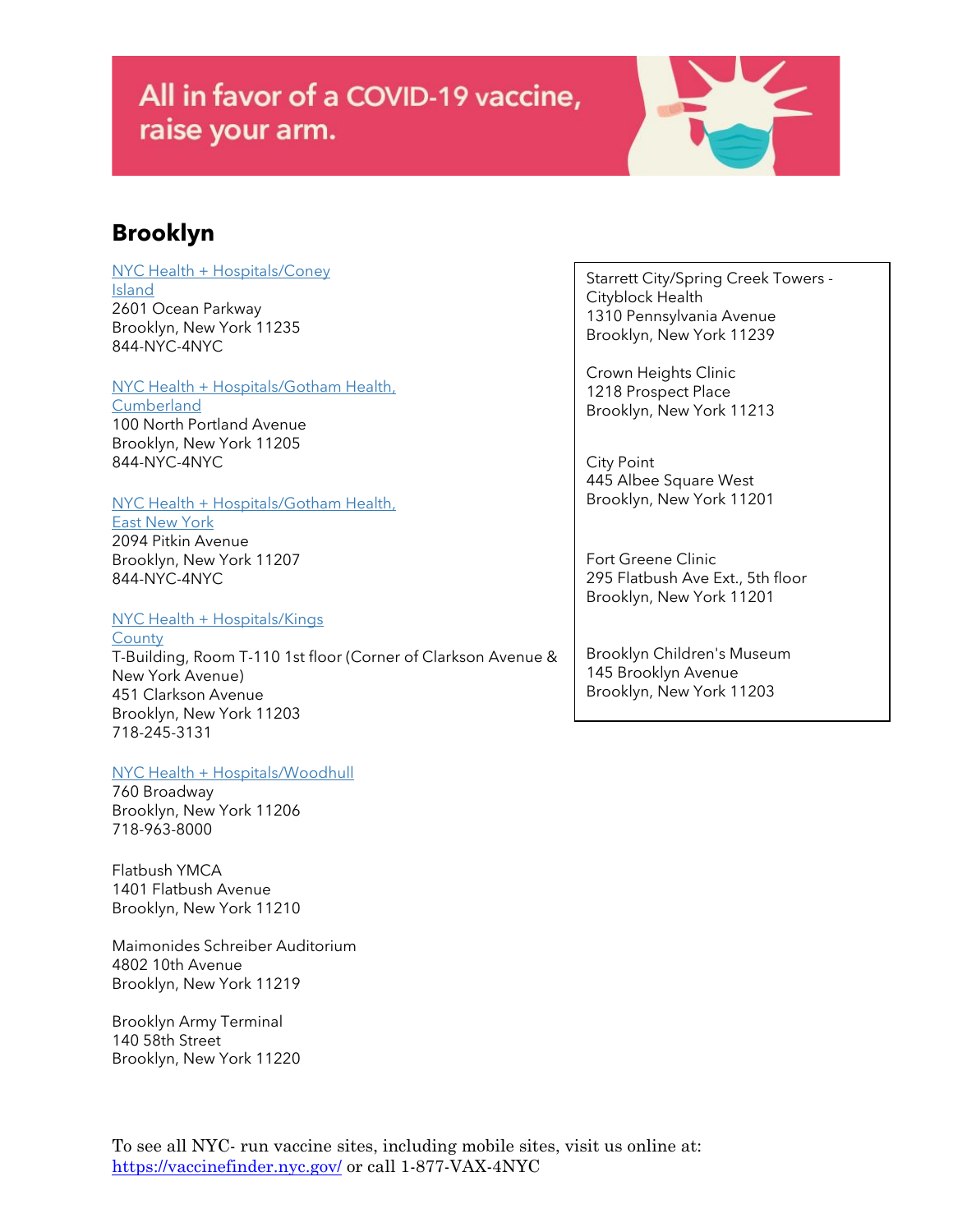All in favor of a COVID-19 vaccine, raise your arm.

## Brooklyn

NYC Health + Hospitals/Coney Island
2601 Ocean Parkway
Brooklyn, New York 11235
844-NYC-4NYC

NYC Health + Hospitals/Gotham Health, Cumberland
100 North Portland Avenue
Brooklyn, New York 11205
844-NYC-4NYC

NYC Health + Hospitals/Gotham Health, East New York
2094 Pitkin Avenue
Brooklyn, New York 11207
844-NYC-4NYC

NYC Health + Hospitals/Kings County
T-Building, Room T-110 1st floor (Corner of Clarkson Avenue & New York Avenue)
451 Clarkson Avenue
Brooklyn, New York 11203
718-245-3131

NYC Health + Hospitals/Woodhull
760 Broadway
Brooklyn, New York 11206
718-963-8000

Flatbush YMCA
1401 Flatbush Avenue
Brooklyn, New York 11210

Maimonides Schreiber Auditorium
4802 10th Avenue
Brooklyn, New York 11219

Brooklyn Army Terminal
140 58th Street
Brooklyn, New York 11220

Starrett City/Spring Creek Towers - Cityblock Health
1310 Pennsylvania Avenue
Brooklyn, New York 11239

Crown Heights Clinic
1218 Prospect Place
Brooklyn, New York 11213

City Point
445 Albee Square West
Brooklyn, New York 11201

Fort Greene Clinic
295 Flatbush Ave Ext., 5th floor
Brooklyn, New York 11201

Brooklyn Children's Museum
145 Brooklyn Avenue
Brooklyn, New York 11203

To see all NYC- run vaccine sites, including mobile sites, visit us online at: https://vaccinefinder.nyc.gov/ or call 1-877-VAX-4NYC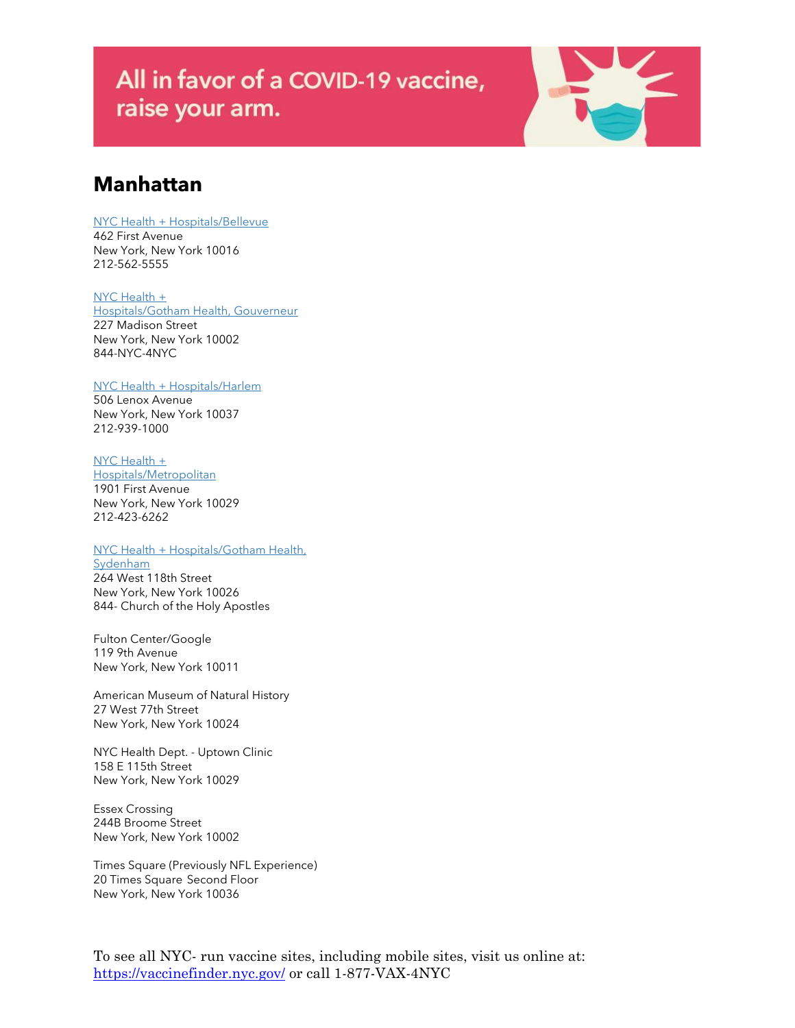All in favor of a COVID-19 vaccine, raise your arm.

## Manhattan

NYC Health + Hospitals/Bellevue
462 First Avenue
New York, New York 10016
212-562-5555

NYC Health + Hospitals/Gotham Health, Gouverneur
227 Madison Street
New York, New York 10002
844-NYC-4NYC

NYC Health + Hospitals/Harlem
506 Lenox Avenue
New York, New York 10037
212-939-1000

NYC Health + Hospitals/Metropolitan
1901 First Avenue
New York, New York 10029
212-423-6262

NYC Health + Hospitals/Gotham Health, Sydenham
264 West 118th Street
New York, New York 10026
844- Church of the Holy Apostles

Fulton Center/Google
119 9th Avenue
New York, New York 10011

American Museum of Natural History
27 West 77th Street
New York, New York 10024

NYC Health Dept. - Uptown Clinic
158 E 115th Street
New York, New York 10029

Essex Crossing
244B Broome Street
New York, New York 10002

Times Square (Previously NFL Experience)
20 Times Square Second Floor
New York, New York 10036

To see all NYC- run vaccine sites, including mobile sites, visit us online at: https://vaccinefinder.nyc.gov/ or call 1-877-VAX-4NYC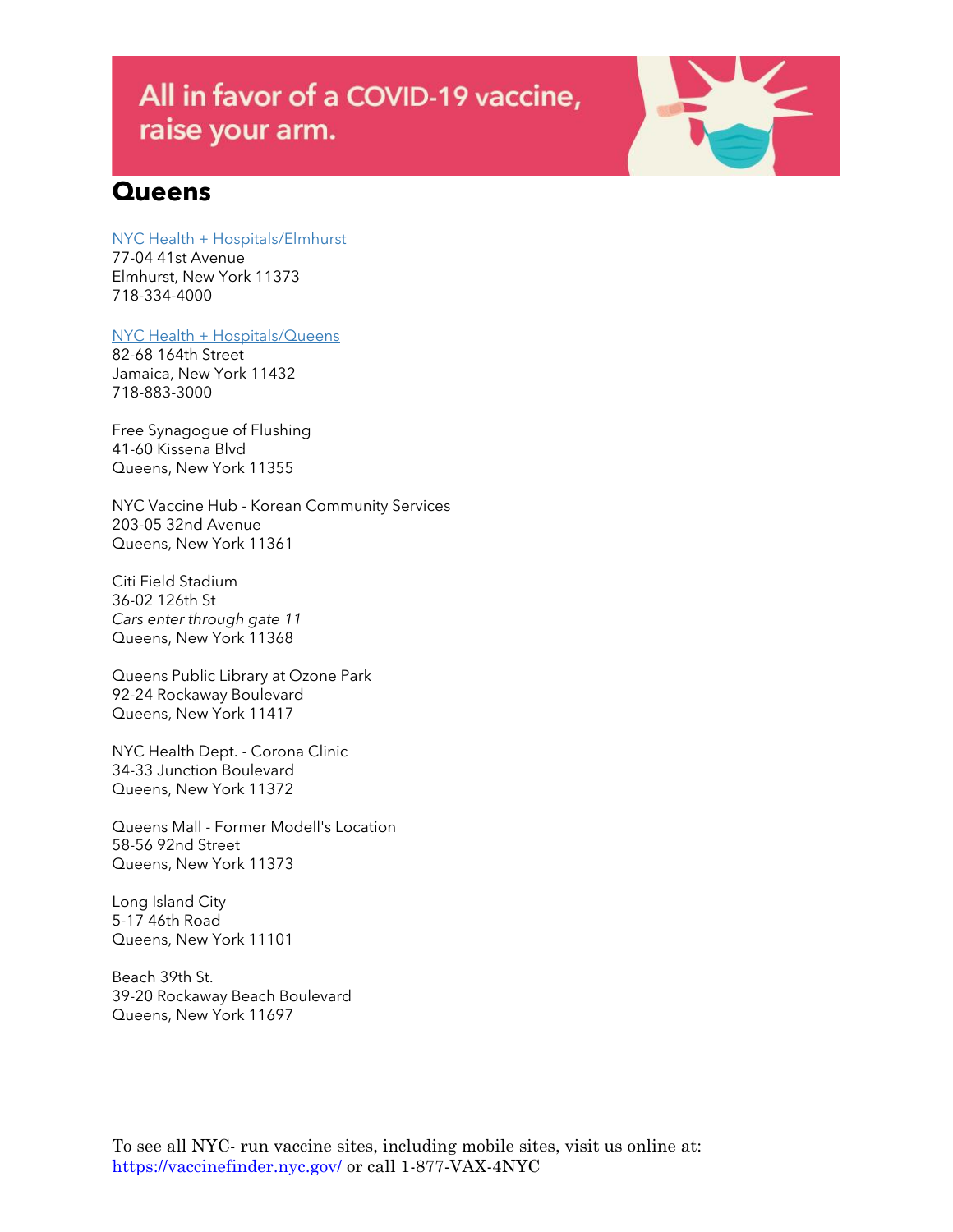All in favor of a COVID-19 vaccine, raise your arm.

# Queens

NYC Health + Hospitals/Elmhurst
77-04 41st Avenue
Elmhurst, New York 11373
718-334-4000

NYC Health + Hospitals/Queens
82-68 164th Street
Jamaica, New York 11432
718-883-3000

Free Synagogue of Flushing
41-60 Kissena Blvd
Queens, New York 11355

NYC Vaccine Hub - Korean Community Services
203-05 32nd Avenue
Queens, New York 11361

Citi Field Stadium
36-02 126th St
*Cars enter through gate 11*
Queens, New York 11368

Queens Public Library at Ozone Park
92-24 Rockaway Boulevard
Queens, New York 11417

NYC Health Dept. - Corona Clinic
34-33 Junction Boulevard
Queens, New York 11372

Queens Mall - Former Modell's Location
58-56 92nd Street
Queens, New York 11373

Long Island City
5-17 46th Road
Queens, New York 11101

Beach 39th St.
39-20 Rockaway Beach Boulevard
Queens, New York 11697

To see all NYC- run vaccine sites, including mobile sites, visit us online at: https://vaccinefinder.nyc.gov/ or call 1-877-VAX-4NYC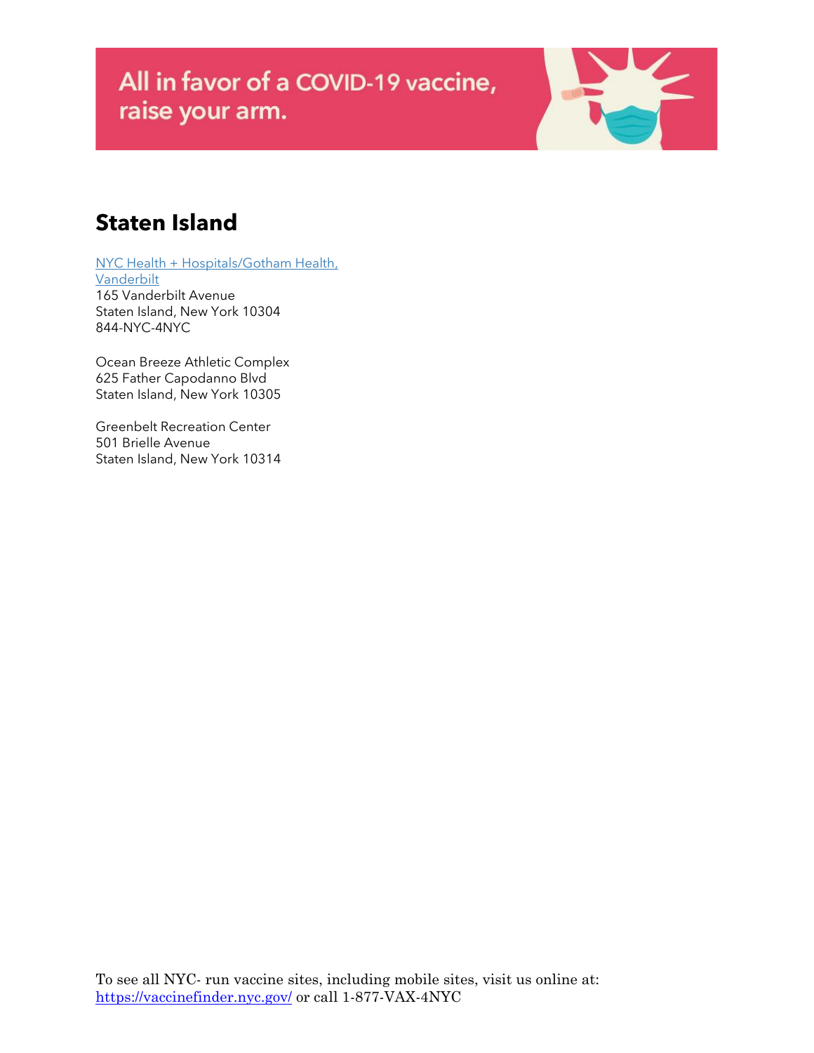All in favor of a COVID-19 vaccine, raise your arm.

## Staten Island

[NYC Health + Hospitals/Gotham Health, Vanderbilt]
165 Vanderbilt Avenue
Staten Island, New York 10304
844-NYC-4NYC

Ocean Breeze Athletic Complex
625 Father Capodanno Blvd
Staten Island, New York 10305

Greenbelt Recreation Center
501 Brielle Avenue
Staten Island, New York 10314

To see all NYC- run vaccine sites, including mobile sites, visit us online at: https://vaccinefinder.nyc.gov/ or call 1-877-VAX-4NYC